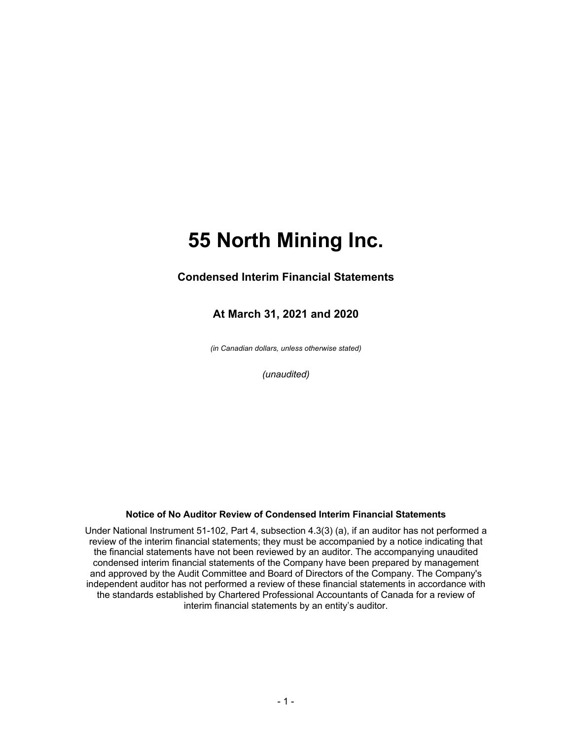# 55 North Mining Inc.

## Condensed Interim Financial Statements

## At March 31, 2021 and 2020

*(in Canadian dollars, unless otherwise stated)*

*(unaudited)*

**Notice of No Auditor Review of Condensed Interim Financial Statements**

Under National Instrument 51-102, Part 4, subsection 4.3(3) (a), if an auditor has not performed a review of the interim financial statements; they must be accompanied by a notice indicating that the financial statements have not been reviewed by an auditor. The accompanying unaudited condensed interim financial statements of the Company have been prepared by management and approved by the Audit Committee and Board of Directors of the Company. The Company's independent auditor has not performed a review of these financial statements in accordance with the standards established by Chartered Professional Accountants of Canada for a review of interim financial statements by an entity's auditor.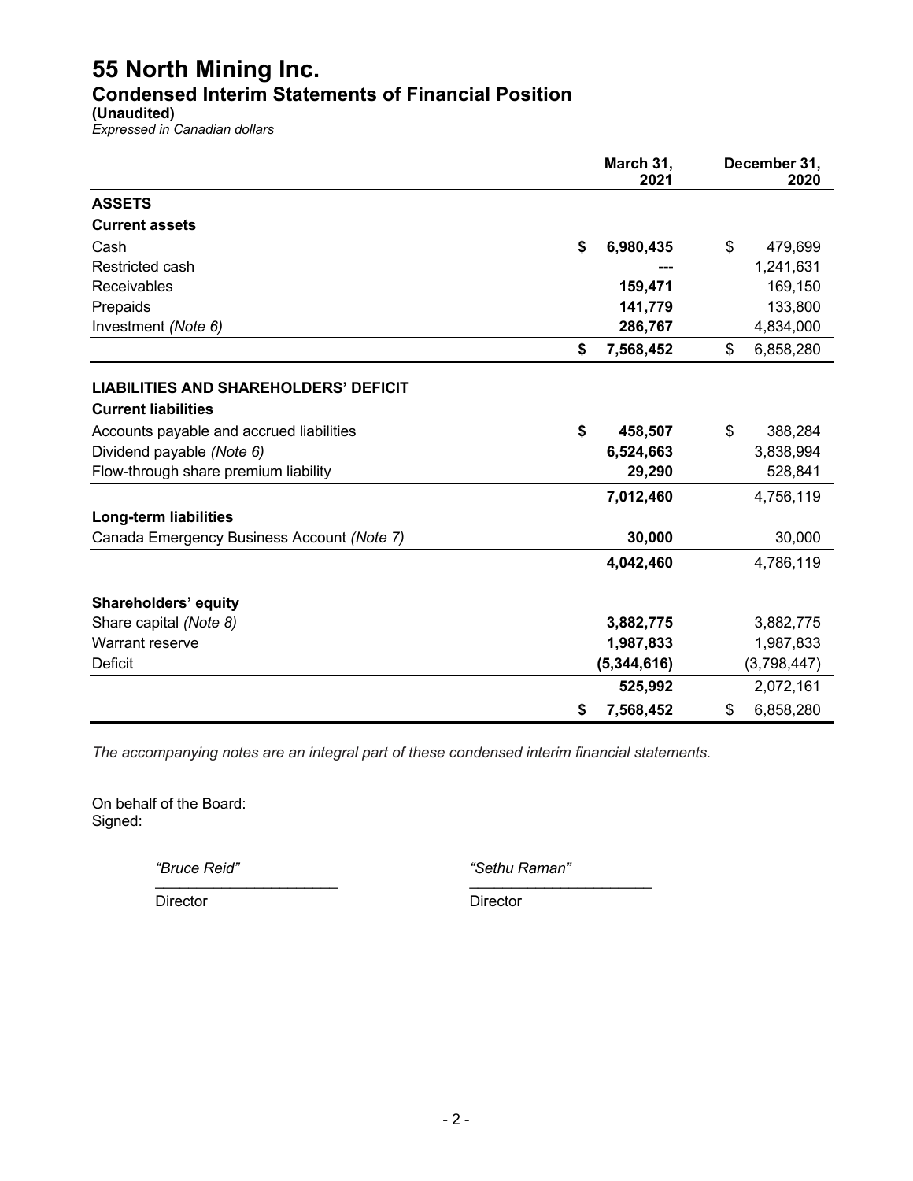# 55 North Mining Inc.

## Condensed Interim Statements of Financial Position

**(Unaudited)**

*Expressed in Canadian dollars*

| | March 31, 2021 | December 31, 2020 |
|---|---|---|
| **ASSETS** | | |
| **Current assets** | | |
| Cash | **$ 6,980,435** | $ 479,699 |
| Restricted cash | **---** | 1,241,631 |
| Receivables | **159,471** | 169,150 |
| Prepaids | **141,779** | 133,800 |
| Investment *(Note 6)* | **286,767** | 4,834,000 |
| | **$ 7,568,452** | $ 6,858,280 |
| **LIABILITIES AND SHAREHOLDERS' DEFICIT** | | |
| **Current liabilities** | | |
| Accounts payable and accrued liabilities | **$ 458,507** | $ 388,284 |
| Dividend payable *(Note 6)* | **6,524,663** | 3,838,994 |
| Flow-through share premium liability | **29,290** | 528,841 |
| | **7,012,460** | 4,756,119 |
| **Long-term liabilities** | | |
| Canada Emergency Business Account *(Note 7)* | **30,000** | 30,000 |
| | **4,042,460** | 4,786,119 |
| **Shareholders' equity** | | |
| Share capital *(Note 8)* | **3,882,775** | 3,882,775 |
| Warrant reserve | **1,987,833** | 1,987,833 |
| Deficit | **(5,344,616)** | (3,798,447) |
| | **525,992** | 2,072,161 |
| | **$ 7,568,452** | $ 6,858,280 |

*The accompanying notes are an integral part of these condensed interim financial statements.*

On behalf of the Board:
Signed:

*"Bruce Reid"* — Director

*"Sethu Raman"* — Director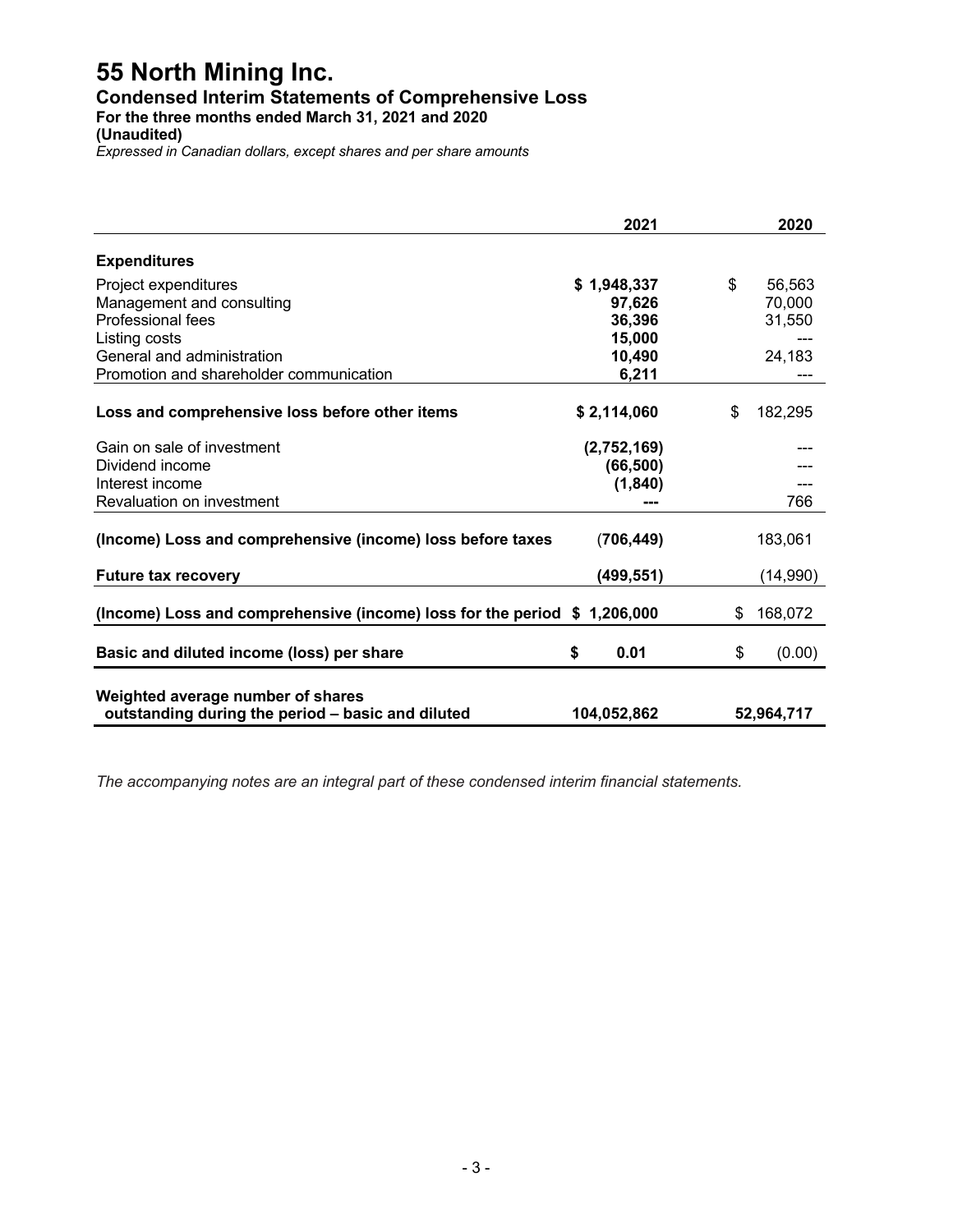# 55 North Mining Inc.

## Condensed Interim Statements of Comprehensive Loss

### For the three months ended March 31, 2021 and 2020

**(Unaudited)**

*Expressed in Canadian dollars, except shares and per share amounts*

| | 2021 | 2020 |
|---|---|---|
| **Expenditures** | | |
| Project expenditures | **$ 1,948,337** | $ 56,563 |
| Management and consulting | **97,626** | 70,000 |
| Professional fees | **36,396** | 31,550 |
| Listing costs | **15,000** | --- |
| General and administration | **10,490** | 24,183 |
| Promotion and shareholder communication | **6,211** | --- |
| **Loss and comprehensive loss before other items** | **$ 2,114,060** | $ 182,295 |
| Gain on sale of investment | **(2,752,169)** | --- |
| Dividend income | **(66,500)** | --- |
| Interest income | **(1,840)** | --- |
| Revaluation on investment | **---** | 766 |
| **(Income) Loss and comprehensive (income) loss before taxes** | **(706,449)** | 183,061 |
| **Future tax recovery** | **(499,551)** | (14,990) |
| **(Income) Loss and comprehensive (income) loss for the period** | **$ 1,206,000** | $ 168,072 |
| **Basic and diluted income (loss) per share** | **$ 0.01** | $ (0.00) |
| **Weighted average number of shares outstanding during the period – basic and diluted** | **104,052,862** | **52,964,717** |

*The accompanying notes are an integral part of these condensed interim financial statements.*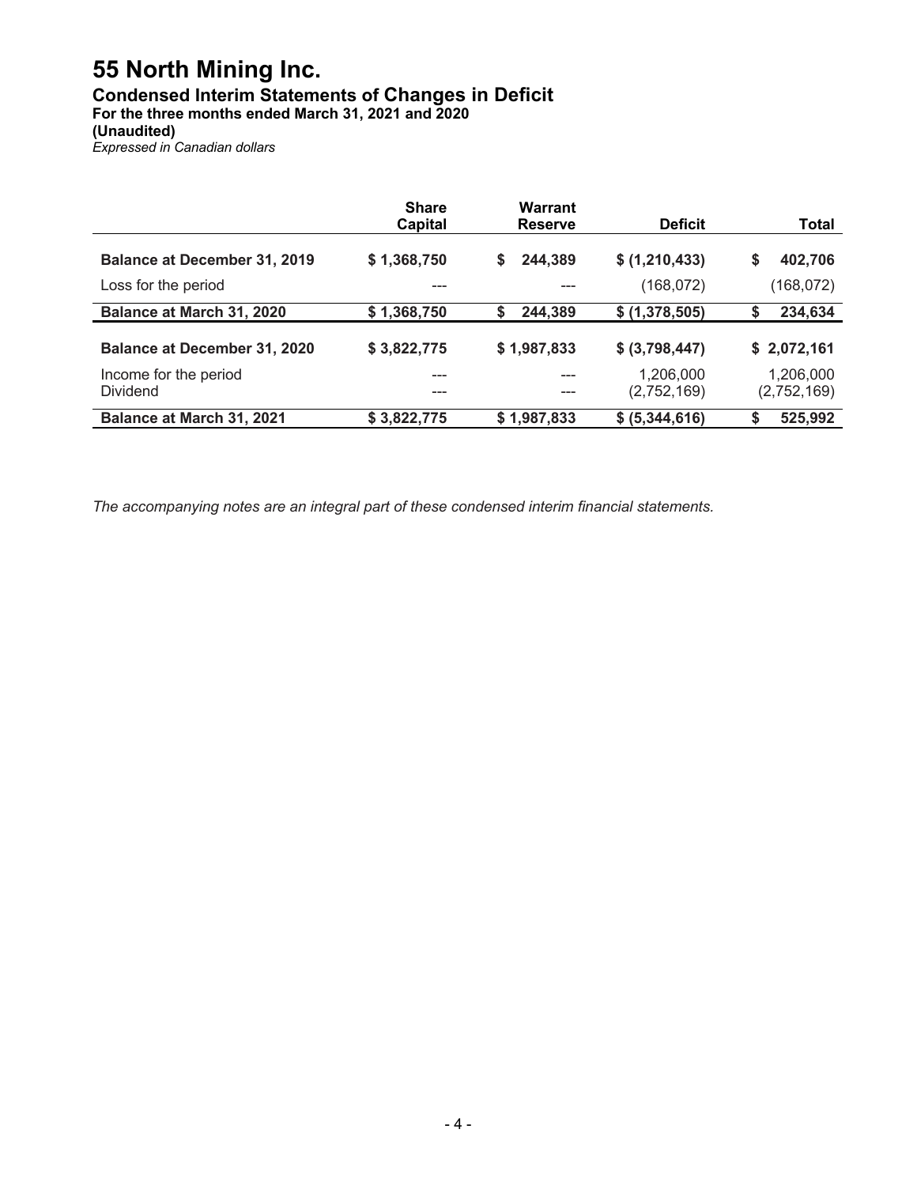# 55 North Mining Inc.

## Condensed Interim Statements of Changes in Deficit

**For the three months ended March 31, 2021 and 2020**

**(Unaudited)**

*Expressed in Canadian dollars*

| | Share Capital | Warrant Reserve | Deficit | Total |
|---|---|---|---|---|
| **Balance at December 31, 2019** | **$ 1,368,750** | **$ 244,389** | **$ (1,210,433)** | **$ 402,706** |
| Loss for the period | --- | --- | (168,072) | (168,072) |
| **Balance at March 31, 2020** | **$ 1,368,750** | **$ 244,389** | **$ (1,378,505)** | **$ 234,634** |
| **Balance at December 31, 2020** | **$ 3,822,775** | **$ 1,987,833** | **$ (3,798,447)** | **$ 2,072,161** |
| Income for the period | --- | --- | 1,206,000 | 1,206,000 |
| Dividend | --- | --- | (2,752,169) | (2,752,169) |
| **Balance at March 31, 2021** | **$ 3,822,775** | **$ 1,987,833** | **$ (5,344,616)** | **$ 525,992** |

*The accompanying notes are an integral part of these condensed interim financial statements.*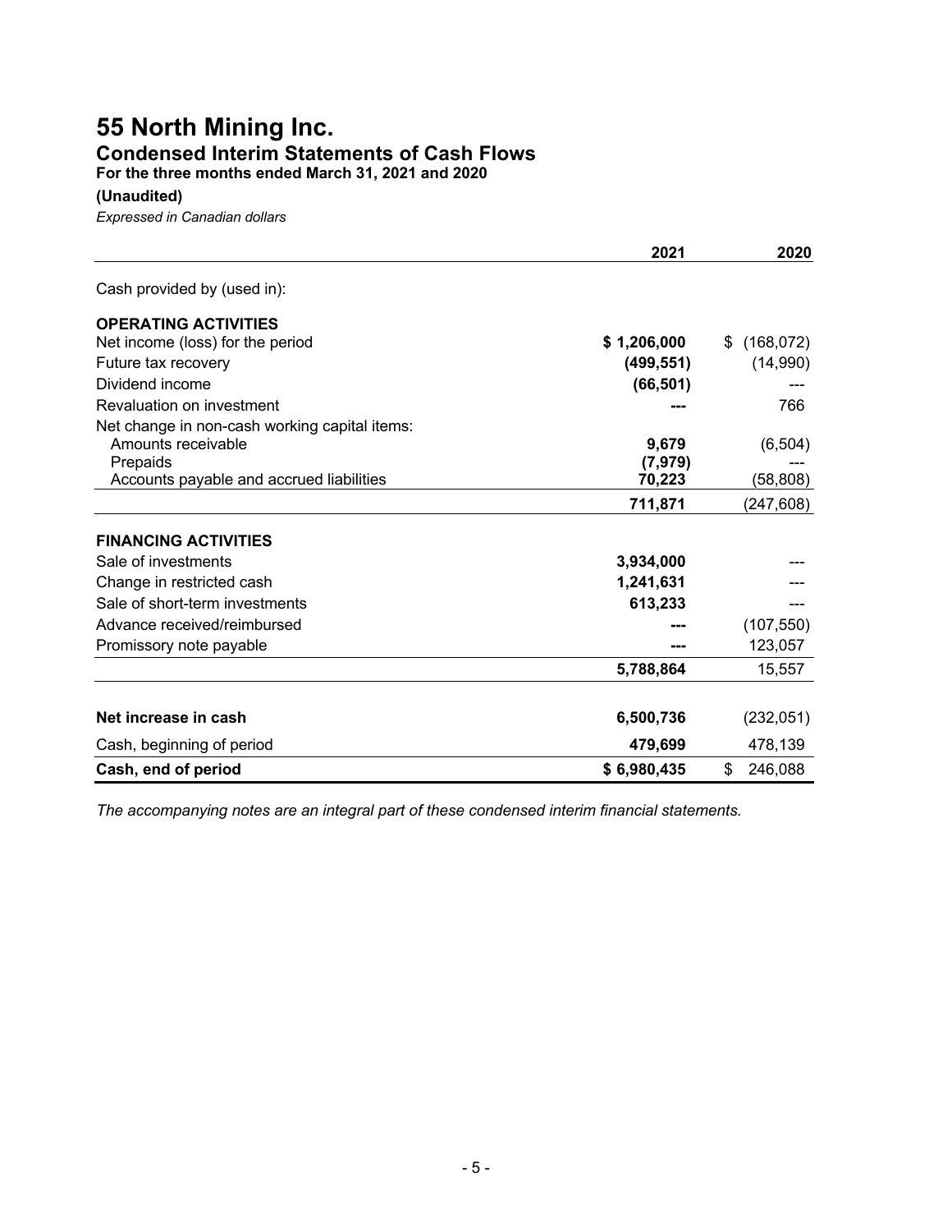# 55 North Mining Inc.

## Condensed Interim Statements of Cash Flows

**For the three months ended March 31, 2021 and 2020**

**(Unaudited)**

*Expressed in Canadian dollars*

| | 2021 | 2020 |
|---|---|---|
| Cash provided by (used in): | | |
| **OPERATING ACTIVITIES** | | |
| Net income (loss) for the period | **$ 1,206,000** | $ (168,072) |
| Future tax recovery | **(499,551)** | (14,990) |
| Dividend income | **(66,501)** | --- |
| Revaluation on investment | **---** | 766 |
| Net change in non-cash working capital items: | | |
| Amounts receivable | **9,679** | (6,504) |
| Prepaids | **(7,979)** | --- |
| Accounts payable and accrued liabilities | **70,223** | (58,808) |
| | **711,871** | (247,608) |
| **FINANCING ACTIVITIES** | | |
| Sale of investments | **3,934,000** | --- |
| Change in restricted cash | **1,241,631** | --- |
| Sale of short-term investments | **613,233** | --- |
| Advance received/reimbursed | **---** | (107,550) |
| Promissory note payable | **---** | 123,057 |
| | **5,788,864** | 15,557 |
| **Net increase in cash** | **6,500,736** | (232,051) |
| Cash, beginning of period | **479,699** | 478,139 |
| **Cash, end of period** | **$ 6,980,435** | $ 246,088 |

*The accompanying notes are an integral part of these condensed interim financial statements.*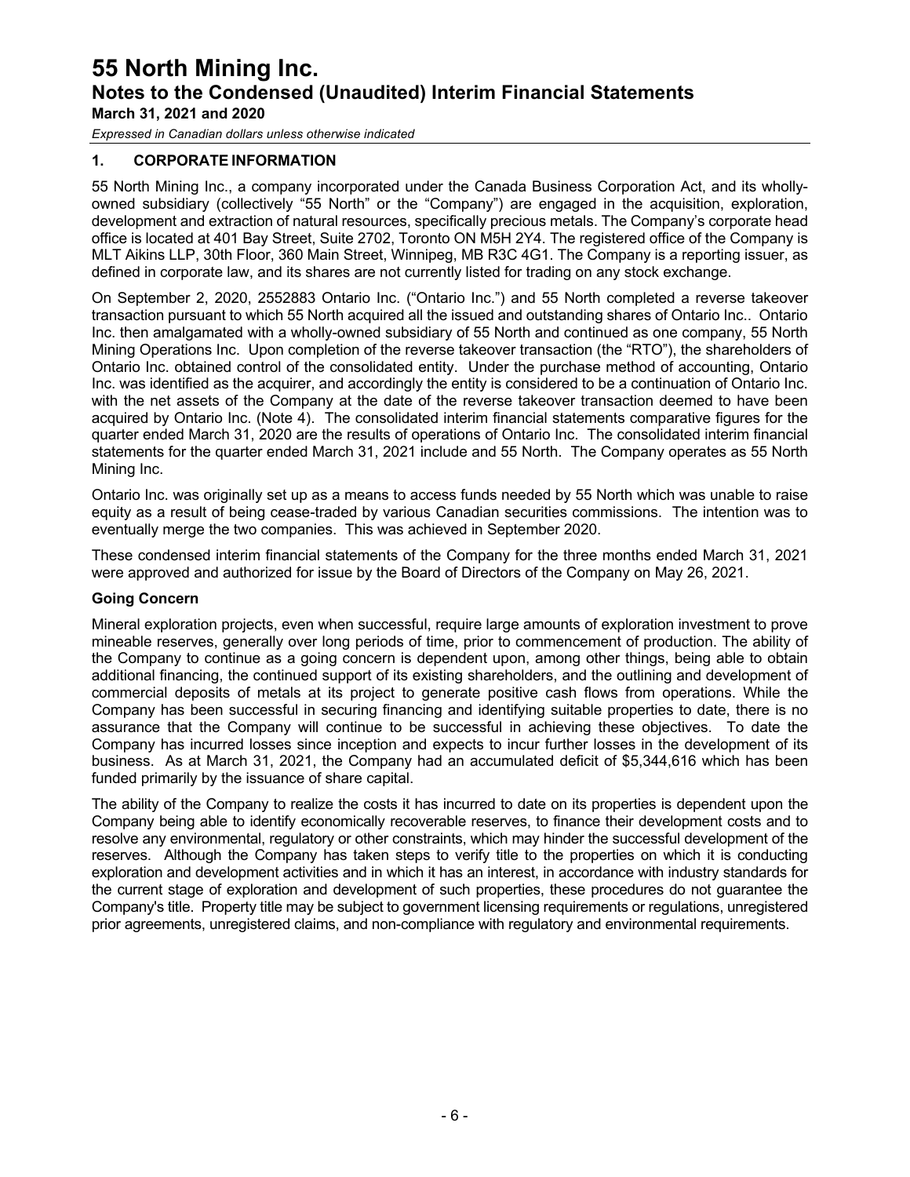# 55 North Mining Inc.

## Notes to the Condensed (Unaudited) Interim Financial Statements

**March 31, 2021 and 2020**

*Expressed in Canadian dollars unless otherwise indicated*

### 1. CORPORATE INFORMATION

55 North Mining Inc., a company incorporated under the Canada Business Corporation Act, and its wholly-owned subsidiary (collectively "55 North" or the "Company") are engaged in the acquisition, exploration, development and extraction of natural resources, specifically precious metals. The Company's corporate head office is located at 401 Bay Street, Suite 2702, Toronto ON M5H 2Y4. The registered office of the Company is MLT Aikins LLP, 30th Floor, 360 Main Street, Winnipeg, MB R3C 4G1. The Company is a reporting issuer, as defined in corporate law, and its shares are not currently listed for trading on any stock exchange.

On September 2, 2020, 2552883 Ontario Inc. ("Ontario Inc.") and 55 North completed a reverse takeover transaction pursuant to which 55 North acquired all the issued and outstanding shares of Ontario Inc.. Ontario Inc. then amalgamated with a wholly-owned subsidiary of 55 North and continued as one company, 55 North Mining Operations Inc. Upon completion of the reverse takeover transaction (the "RTO"), the shareholders of Ontario Inc. obtained control of the consolidated entity. Under the purchase method of accounting, Ontario Inc. was identified as the acquirer, and accordingly the entity is considered to be a continuation of Ontario Inc. with the net assets of the Company at the date of the reverse takeover transaction deemed to have been acquired by Ontario Inc. (Note 4). The consolidated interim financial statements comparative figures for the quarter ended March 31, 2020 are the results of operations of Ontario Inc. The consolidated interim financial statements for the quarter ended March 31, 2021 include and 55 North. The Company operates as 55 North Mining Inc.

Ontario Inc. was originally set up as a means to access funds needed by 55 North which was unable to raise equity as a result of being cease-traded by various Canadian securities commissions. The intention was to eventually merge the two companies. This was achieved in September 2020.

These condensed interim financial statements of the Company for the three months ended March 31, 2021 were approved and authorized for issue by the Board of Directors of the Company on May 26, 2021.

**Going Concern**

Mineral exploration projects, even when successful, require large amounts of exploration investment to prove mineable reserves, generally over long periods of time, prior to commencement of production. The ability of the Company to continue as a going concern is dependent upon, among other things, being able to obtain additional financing, the continued support of its existing shareholders, and the outlining and development of commercial deposits of metals at its project to generate positive cash flows from operations. While the Company has been successful in securing financing and identifying suitable properties to date, there is no assurance that the Company will continue to be successful in achieving these objectives. To date the Company has incurred losses since inception and expects to incur further losses in the development of its business. As at March 31, 2021, the Company had an accumulated deficit of $5,344,616 which has been funded primarily by the issuance of share capital.

The ability of the Company to realize the costs it has incurred to date on its properties is dependent upon the Company being able to identify economically recoverable reserves, to finance their development costs and to resolve any environmental, regulatory or other constraints, which may hinder the successful development of the reserves. Although the Company has taken steps to verify title to the properties on which it is conducting exploration and development activities and in which it has an interest, in accordance with industry standards for the current stage of exploration and development of such properties, these procedures do not guarantee the Company's title. Property title may be subject to government licensing requirements or regulations, unregistered prior agreements, unregistered claims, and non-compliance with regulatory and environmental requirements.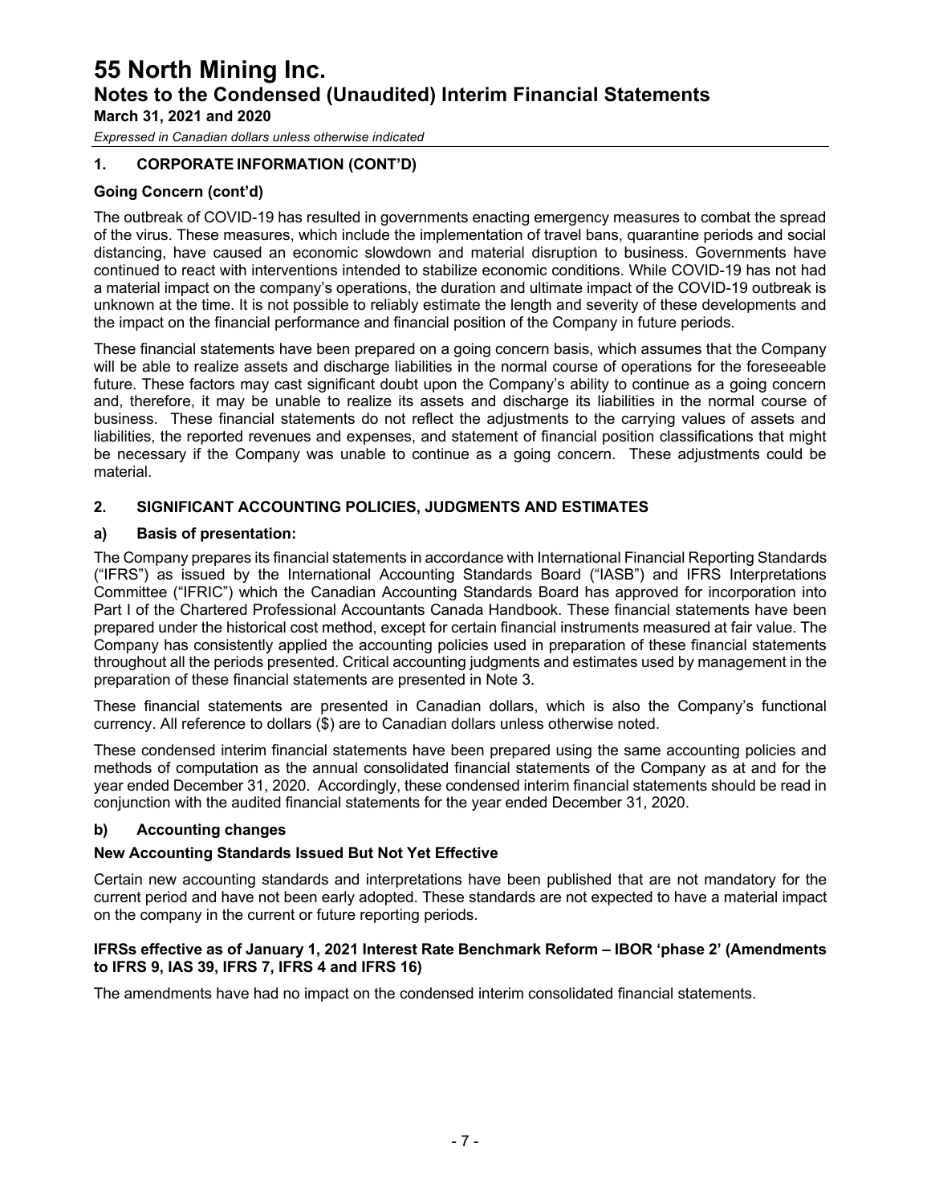# 55 North Mining Inc.

## Notes to the Condensed (Unaudited) Interim Financial Statements

**March 31, 2021 and 2020**

*Expressed in Canadian dollars unless otherwise indicated*

### 1. CORPORATE INFORMATION (CONT'D)

**Going Concern (cont'd)**

The outbreak of COVID-19 has resulted in governments enacting emergency measures to combat the spread of the virus. These measures, which include the implementation of travel bans, quarantine periods and social distancing, have caused an economic slowdown and material disruption to business. Governments have continued to react with interventions intended to stabilize economic conditions. While COVID-19 has not had a material impact on the company's operations, the duration and ultimate impact of the COVID-19 outbreak is unknown at the time. It is not possible to reliably estimate the length and severity of these developments and the impact on the financial performance and financial position of the Company in future periods.

These financial statements have been prepared on a going concern basis, which assumes that the Company will be able to realize assets and discharge liabilities in the normal course of operations for the foreseeable future. These factors may cast significant doubt upon the Company's ability to continue as a going concern and, therefore, it may be unable to realize its assets and discharge its liabilities in the normal course of business. These financial statements do not reflect the adjustments to the carrying values of assets and liabilities, the reported revenues and expenses, and statement of financial position classifications that might be necessary if the Company was unable to continue as a going concern. These adjustments could be material.

### 2. SIGNIFICANT ACCOUNTING POLICIES, JUDGMENTS AND ESTIMATES

**a) Basis of presentation:**

The Company prepares its financial statements in accordance with International Financial Reporting Standards ("IFRS") as issued by the International Accounting Standards Board ("IASB") and IFRS Interpretations Committee ("IFRIC") which the Canadian Accounting Standards Board has approved for incorporation into Part I of the Chartered Professional Accountants Canada Handbook. These financial statements have been prepared under the historical cost method, except for certain financial instruments measured at fair value. The Company has consistently applied the accounting policies used in preparation of these financial statements throughout all the periods presented. Critical accounting judgments and estimates used by management in the preparation of these financial statements are presented in Note 3.

These financial statements are presented in Canadian dollars, which is also the Company's functional currency. All reference to dollars ($) are to Canadian dollars unless otherwise noted.

These condensed interim financial statements have been prepared using the same accounting policies and methods of computation as the annual consolidated financial statements of the Company as at and for the year ended December 31, 2020. Accordingly, these condensed interim financial statements should be read in conjunction with the audited financial statements for the year ended December 31, 2020.

**b) Accounting changes**

**New Accounting Standards Issued But Not Yet Effective**

Certain new accounting standards and interpretations have been published that are not mandatory for the current period and have not been early adopted. These standards are not expected to have a material impact on the company in the current or future reporting periods.

**IFRSs effective as of January 1, 2021 Interest Rate Benchmark Reform – IBOR 'phase 2' (Amendments to IFRS 9, IAS 39, IFRS 7, IFRS 4 and IFRS 16)**

The amendments have had no impact on the condensed interim consolidated financial statements.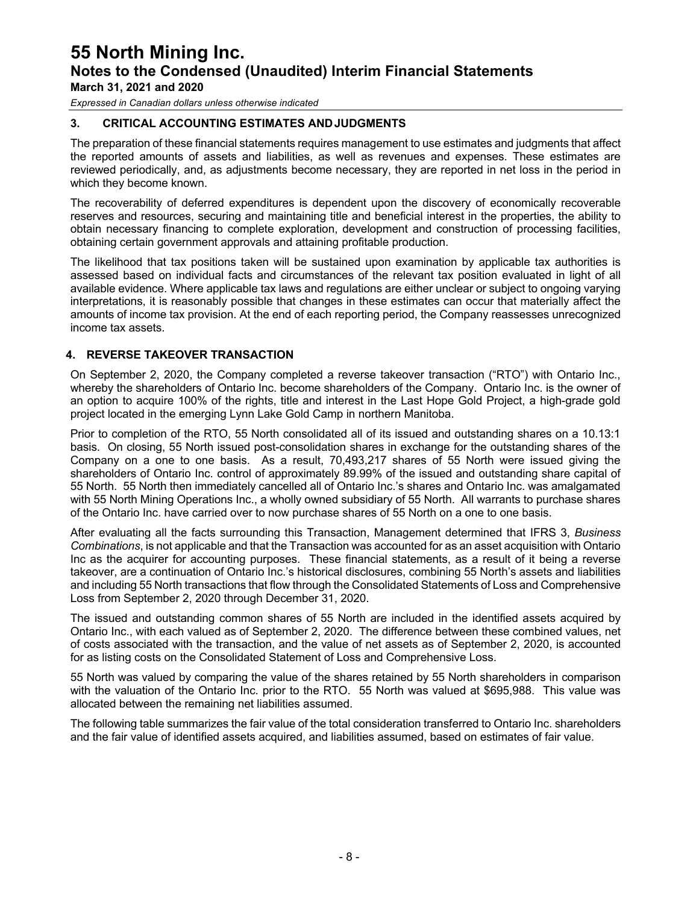## 3. CRITICAL ACCOUNTING ESTIMATES AND JUDGMENTS

The preparation of these financial statements requires management to use estimates and judgments that affect the reported amounts of assets and liabilities, as well as revenues and expenses. These estimates are reviewed periodically, and, as adjustments become necessary, they are reported in net loss in the period in which they become known.

The recoverability of deferred expenditures is dependent upon the discovery of economically recoverable reserves and resources, securing and maintaining title and beneficial interest in the properties, the ability to obtain necessary financing to complete exploration, development and construction of processing facilities, obtaining certain government approvals and attaining profitable production.

The likelihood that tax positions taken will be sustained upon examination by applicable tax authorities is assessed based on individual facts and circumstances of the relevant tax position evaluated in light of all available evidence. Where applicable tax laws and regulations are either unclear or subject to ongoing varying interpretations, it is reasonably possible that changes in these estimates can occur that materially affect the amounts of income tax provision. At the end of each reporting period, the Company reassesses unrecognized income tax assets.

## 4. REVERSE TAKEOVER TRANSACTION

On September 2, 2020, the Company completed a reverse takeover transaction ("RTO") with Ontario Inc., whereby the shareholders of Ontario Inc. become shareholders of the Company. Ontario Inc. is the owner of an option to acquire 100% of the rights, title and interest in the Last Hope Gold Project, a high-grade gold project located in the emerging Lynn Lake Gold Camp in northern Manitoba.

Prior to completion of the RTO, 55 North consolidated all of its issued and outstanding shares on a 10.13:1 basis. On closing, 55 North issued post-consolidation shares in exchange for the outstanding shares of the Company on a one to one basis. As a result, 70,493,217 shares of 55 North were issued giving the shareholders of Ontario Inc. control of approximately 89.99% of the issued and outstanding share capital of 55 North. 55 North then immediately cancelled all of Ontario Inc.'s shares and Ontario Inc. was amalgamated with 55 North Mining Operations Inc., a wholly owned subsidiary of 55 North. All warrants to purchase shares of the Ontario Inc. have carried over to now purchase shares of 55 North on a one to one basis.

After evaluating all the facts surrounding this Transaction, Management determined that IFRS 3, *Business Combinations*, is not applicable and that the Transaction was accounted for as an asset acquisition with Ontario Inc as the acquirer for accounting purposes. These financial statements, as a result of it being a reverse takeover, are a continuation of Ontario Inc.'s historical disclosures, combining 55 North's assets and liabilities and including 55 North transactions that flow through the Consolidated Statements of Loss and Comprehensive Loss from September 2, 2020 through December 31, 2020.

The issued and outstanding common shares of 55 North are included in the identified assets acquired by Ontario Inc., with each valued as of September 2, 2020. The difference between these combined values, net of costs associated with the transaction, and the value of net assets as of September 2, 2020, is accounted for as listing costs on the Consolidated Statement of Loss and Comprehensive Loss.

55 North was valued by comparing the value of the shares retained by 55 North shareholders in comparison with the valuation of the Ontario Inc. prior to the RTO. 55 North was valued at $695,988. This value was allocated between the remaining net liabilities assumed.

The following table summarizes the fair value of the total consideration transferred to Ontario Inc. shareholders and the fair value of identified assets acquired, and liabilities assumed, based on estimates of fair value.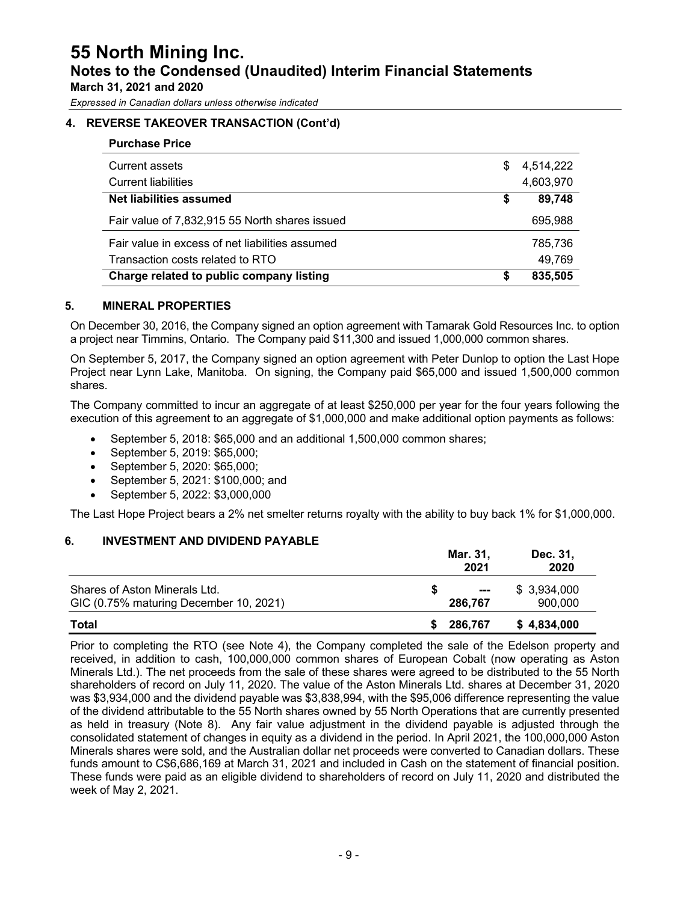## 4. REVERSE TAKEOVER TRANSACTION (Cont'd)

**Purchase Price**

| | |
|---|---|
| Current assets | $ 4,514,222 |
| Current liabilities | 4,603,970 |
| **Net liabilities assumed** | **$ 89,748** |
| Fair value of 7,832,915 55 North shares issued | 695,988 |
| Fair value in excess of net liabilities assumed | 785,736 |
| Transaction costs related to RTO | 49,769 |
| **Charge related to public company listing** | **$ 835,505** |

## 5. MINERAL PROPERTIES

On December 30, 2016, the Company signed an option agreement with Tamarak Gold Resources Inc. to option a project near Timmins, Ontario. The Company paid $11,300 and issued 1,000,000 common shares.

On September 5, 2017, the Company signed an option agreement with Peter Dunlop to option the Last Hope Project near Lynn Lake, Manitoba. On signing, the Company paid $65,000 and issued 1,500,000 common shares.

The Company committed to incur an aggregate of at least $250,000 per year for the four years following the execution of this agreement to an aggregate of $1,000,000 and make additional option payments as follows:

- September 5, 2018: $65,000 and an additional 1,500,000 common shares;
- September 5, 2019: $65,000;
- September 5, 2020: $65,000;
- September 5, 2021: $100,000; and
- September 5, 2022: $3,000,000

The Last Hope Project bears a 2% net smelter returns royalty with the ability to buy back 1% for $1,000,000.

## 6. INVESTMENT AND DIVIDEND PAYABLE

| | Mar. 31, 2021 | Dec. 31, 2020 |
|---|---|---|
| Shares of Aston Minerals Ltd. | $ --- | $ 3,934,000 |
| GIC (0.75% maturing December 10, 2021) | 286,767 | 900,000 |
| **Total** | **$ 286,767** | **$ 4,834,000** |

Prior to completing the RTO (see Note 4), the Company completed the sale of the Edelson property and received, in addition to cash, 100,000,000 common shares of European Cobalt (now operating as Aston Minerals Ltd.). The net proceeds from the sale of these shares were agreed to be distributed to the 55 North shareholders of record on July 11, 2020. The value of the Aston Minerals Ltd. shares at December 31, 2020 was $3,934,000 and the dividend payable was $3,838,994, with the $95,006 difference representing the value of the dividend attributable to the 55 North shares owned by 55 North Operations that are currently presented as held in treasury (Note 8). Any fair value adjustment in the dividend payable is adjusted through the consolidated statement of changes in equity as a dividend in the period. In April 2021, the 100,000,000 Aston Minerals shares were sold, and the Australian dollar net proceeds were converted to Canadian dollars. These funds amount to C$6,686,169 at March 31, 2021 and included in Cash on the statement of financial position. These funds were paid as an eligible dividend to shareholders of record on July 11, 2020 and distributed the week of May 2, 2021.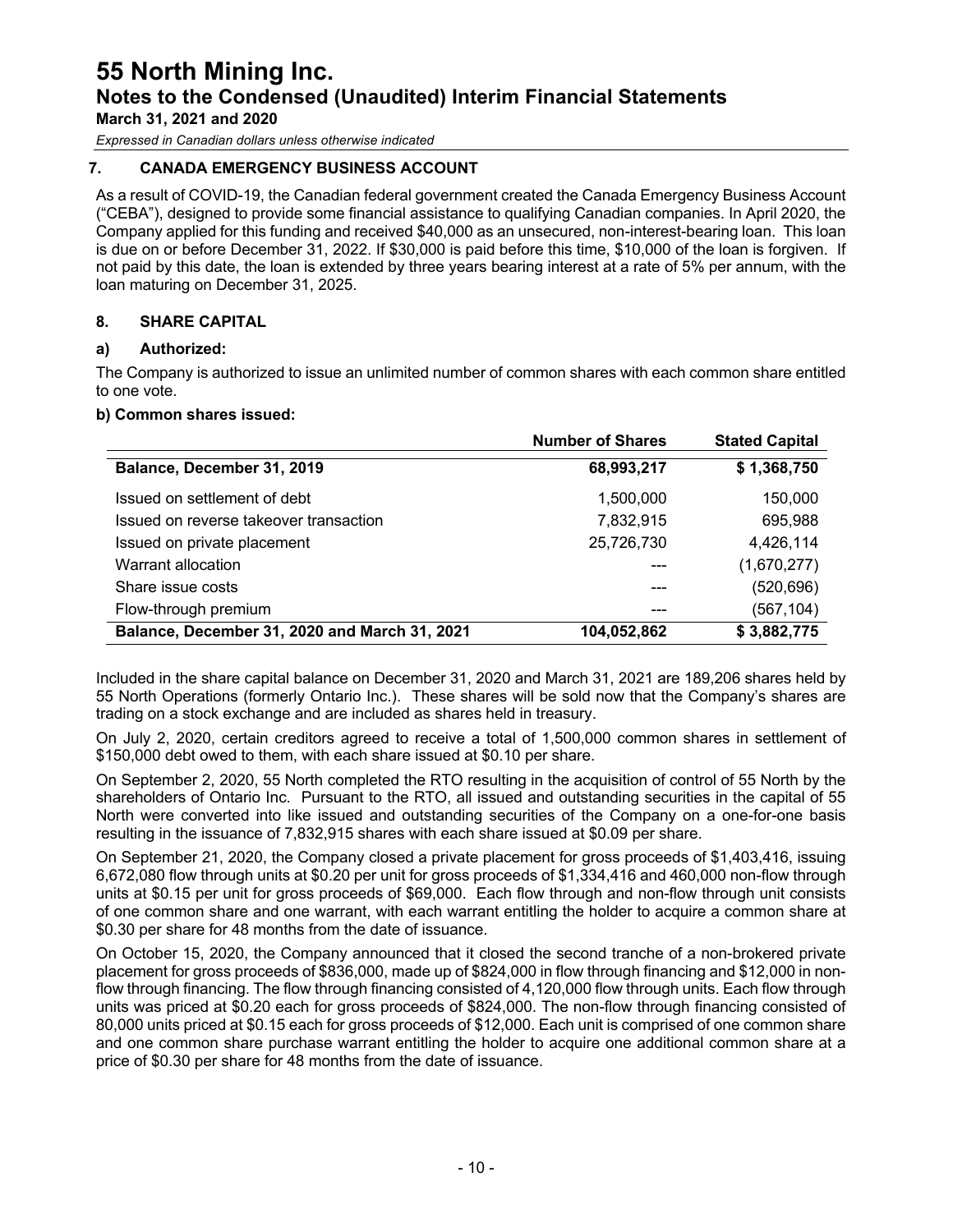# 55 North Mining Inc.

## Notes to the Condensed (Unaudited) Interim Financial Statements

**March 31, 2021 and 2020**

*Expressed in Canadian dollars unless otherwise indicated*

### 7. CANADA EMERGENCY BUSINESS ACCOUNT

As a result of COVID-19, the Canadian federal government created the Canada Emergency Business Account ("CEBA"), designed to provide some financial assistance to qualifying Canadian companies. In April 2020, the Company applied for this funding and received $40,000 as an unsecured, non-interest-bearing loan. This loan is due on or before December 31, 2022. If $30,000 is paid before this time, $10,000 of the loan is forgiven. If not paid by this date, the loan is extended by three years bearing interest at a rate of 5% per annum, with the loan maturing on December 31, 2025.

### 8. SHARE CAPITAL

#### a) Authorized:

The Company is authorized to issue an unlimited number of common shares with each common share entitled to one vote.

#### b) Common shares issued:

| | Number of Shares | Stated Capital |
|---|---|---|
| **Balance, December 31, 2019** | **68,993,217** | **$ 1,368,750** |
| Issued on settlement of debt | 1,500,000 | 150,000 |
| Issued on reverse takeover transaction | 7,832,915 | 695,988 |
| Issued on private placement | 25,726,730 | 4,426,114 |
| Warrant allocation | --- | (1,670,277) |
| Share issue costs | --- | (520,696) |
| Flow-through premium | --- | (567,104) |
| **Balance, December 31, 2020 and March 31, 2021** | **104,052,862** | **$ 3,882,775** |

Included in the share capital balance on December 31, 2020 and March 31, 2021 are 189,206 shares held by 55 North Operations (formerly Ontario Inc.). These shares will be sold now that the Company's shares are trading on a stock exchange and are included as shares held in treasury.

On July 2, 2020, certain creditors agreed to receive a total of 1,500,000 common shares in settlement of $150,000 debt owed to them, with each share issued at $0.10 per share.

On September 2, 2020, 55 North completed the RTO resulting in the acquisition of control of 55 North by the shareholders of Ontario Inc. Pursuant to the RTO, all issued and outstanding securities in the capital of 55 North were converted into like issued and outstanding securities of the Company on a one-for-one basis resulting in the issuance of 7,832,915 shares with each share issued at $0.09 per share.

On September 21, 2020, the Company closed a private placement for gross proceeds of $1,403,416, issuing 6,672,080 flow through units at $0.20 per unit for gross proceeds of $1,334,416 and 460,000 non-flow through units at $0.15 per unit for gross proceeds of $69,000. Each flow through and non-flow through unit consists of one common share and one warrant, with each warrant entitling the holder to acquire a common share at $0.30 per share for 48 months from the date of issuance.

On October 15, 2020, the Company announced that it closed the second tranche of a non-brokered private placement for gross proceeds of $836,000, made up of $824,000 in flow through financing and $12,000 in non-flow through financing. The flow through financing consisted of 4,120,000 flow through units. Each flow through units was priced at $0.20 each for gross proceeds of $824,000. The non-flow through financing consisted of 80,000 units priced at $0.15 each for gross proceeds of $12,000. Each unit is comprised of one common share and one common share purchase warrant entitling the holder to acquire one additional common share at a price of $0.30 per share for 48 months from the date of issuance.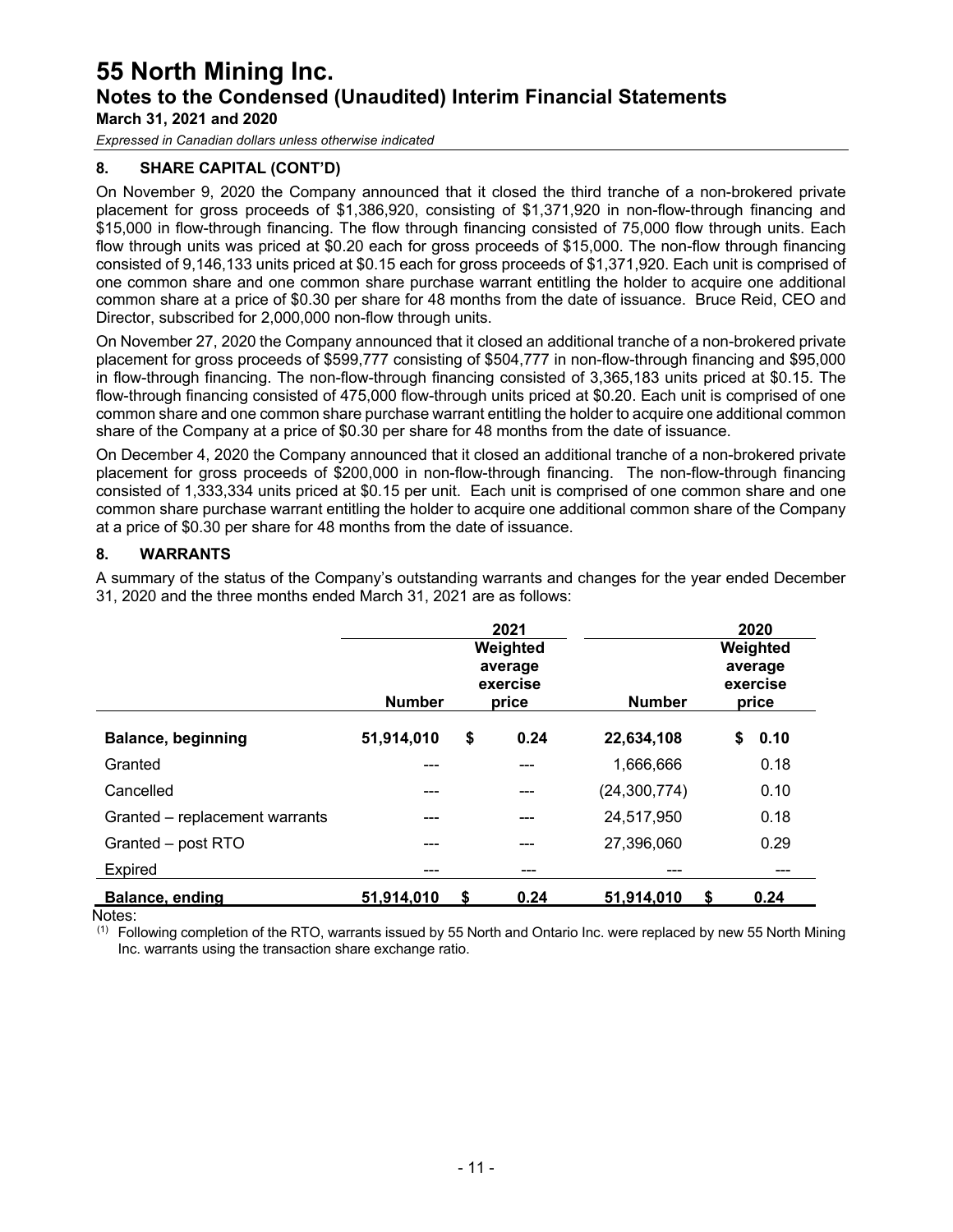## 8. SHARE CAPITAL (CONT'D)

On November 9, 2020 the Company announced that it closed the third tranche of a non-brokered private placement for gross proceeds of $1,386,920, consisting of $1,371,920 in non-flow-through financing and $15,000 in flow-through financing. The flow through financing consisted of 75,000 flow through units. Each flow through units was priced at $0.20 each for gross proceeds of $15,000. The non-flow through financing consisted of 9,146,133 units priced at $0.15 each for gross proceeds of $1,371,920. Each unit is comprised of one common share and one common share purchase warrant entitling the holder to acquire one additional common share at a price of $0.30 per share for 48 months from the date of issuance. Bruce Reid, CEO and Director, subscribed for 2,000,000 non-flow through units.

On November 27, 2020 the Company announced that it closed an additional tranche of a non-brokered private placement for gross proceeds of $599,777 consisting of $504,777 in non-flow-through financing and $95,000 in flow-through financing. The non-flow-through financing consisted of 3,365,183 units priced at $0.15. The flow-through financing consisted of 475,000 flow-through units priced at $0.20. Each unit is comprised of one common share and one common share purchase warrant entitling the holder to acquire one additional common share of the Company at a price of $0.30 per share for 48 months from the date of issuance.

On December 4, 2020 the Company announced that it closed an additional tranche of a non-brokered private placement for gross proceeds of $200,000 in non-flow-through financing. The non-flow-through financing consisted of 1,333,334 units priced at $0.15 per unit. Each unit is comprised of one common share and one common share purchase warrant entitling the holder to acquire one additional common share of the Company at a price of $0.30 per share for 48 months from the date of issuance.

## 8. WARRANTS

A summary of the status of the Company's outstanding warrants and changes for the year ended December 31, 2020 and the three months ended March 31, 2021 are as follows:

| | 2021 | | 2020 | |
|---|---|---|---|---|
| | Number | Weighted average exercise price | Number | Weighted average exercise price |
| **Balance, beginning** | **51,914,010** | **$ 0.24** | **22,634,108** | **$ 0.10** |
| Granted | --- | --- | 1,666,666 | 0.18 |
| Cancelled | --- | --- | (24,300,774) | 0.10 |
| Granted – replacement warrants | --- | --- | 24,517,950 | 0.18 |
| Granted – post RTO | --- | --- | 27,396,060 | 0.29 |
| Expired | --- | --- | --- | --- |
| **Balance, ending** | **51,914,010** | **$ 0.24** | **51,914,010** | **$ 0.24** |

Notes:

(1) Following completion of the RTO, warrants issued by 55 North and Ontario Inc. were replaced by new 55 North Mining Inc. warrants using the transaction share exchange ratio.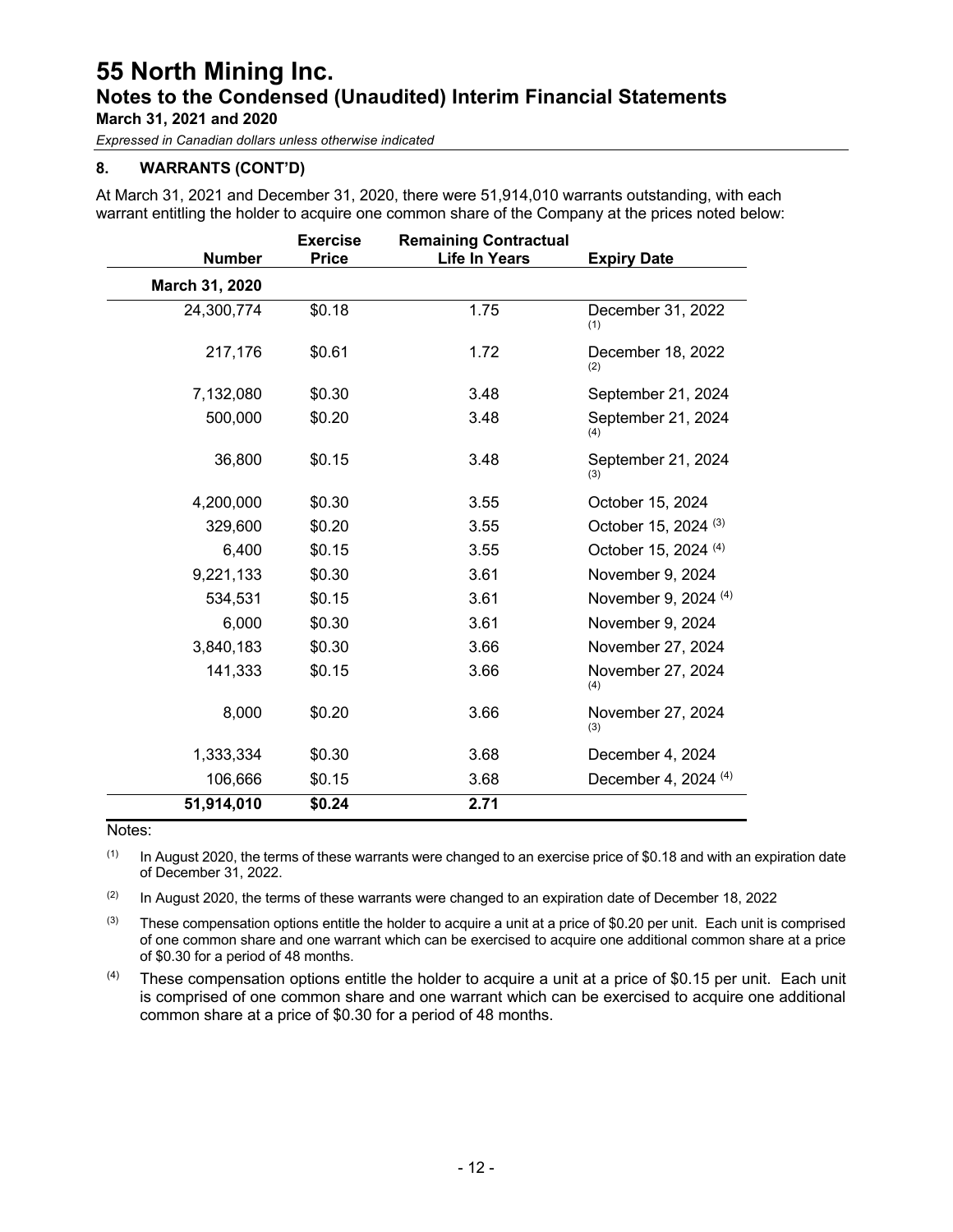**8. WARRANTS (CONT'D)**

At March 31, 2021 and December 31, 2020, there were 51,914,010 warrants outstanding, with each warrant entitling the holder to acquire one common share of the Company at the prices noted below:

| Number | Exercise Price | Remaining Contractual Life In Years | Expiry Date |
|---|---|---|---|
| **March 31, 2020** | | | |
| 24,300,774 | $0.18 | 1.75 | December 31, 2022 (1) |
| 217,176 | $0.61 | 1.72 | December 18, 2022 (2) |
| 7,132,080 | $0.30 | 3.48 | September 21, 2024 |
| 500,000 | $0.20 | 3.48 | September 21, 2024 (4) |
| 36,800 | $0.15 | 3.48 | September 21, 2024 (3) |
| 4,200,000 | $0.30 | 3.55 | October 15, 2024 |
| 329,600 | $0.20 | 3.55 | October 15, 2024 (3) |
| 6,400 | $0.15 | 3.55 | October 15, 2024 (4) |
| 9,221,133 | $0.30 | 3.61 | November 9, 2024 |
| 534,531 | $0.15 | 3.61 | November 9, 2024 (4) |
| 6,000 | $0.30 | 3.61 | November 9, 2024 |
| 3,840,183 | $0.30 | 3.66 | November 27, 2024 |
| 141,333 | $0.15 | 3.66 | November 27, 2024 (4) |
| 8,000 | $0.20 | 3.66 | November 27, 2024 (3) |
| 1,333,334 | $0.30 | 3.68 | December 4, 2024 |
| 106,666 | $0.15 | 3.68 | December 4, 2024 (4) |
| **51,914,010** | **$0.24** | **2.71** | |

Notes:

(1) In August 2020, the terms of these warrants were changed to an exercise price of $0.18 and with an expiration date of December 31, 2022.

(2) In August 2020, the terms of these warrants were changed to an expiration date of December 18, 2022

(3) These compensation options entitle the holder to acquire a unit at a price of $0.20 per unit. Each unit is comprised of one common share and one warrant which can be exercised to acquire one additional common share at a price of $0.30 for a period of 48 months.

(4) These compensation options entitle the holder to acquire a unit at a price of $0.15 per unit. Each unit is comprised of one common share and one warrant which can be exercised to acquire one additional common share at a price of $0.30 for a period of 48 months.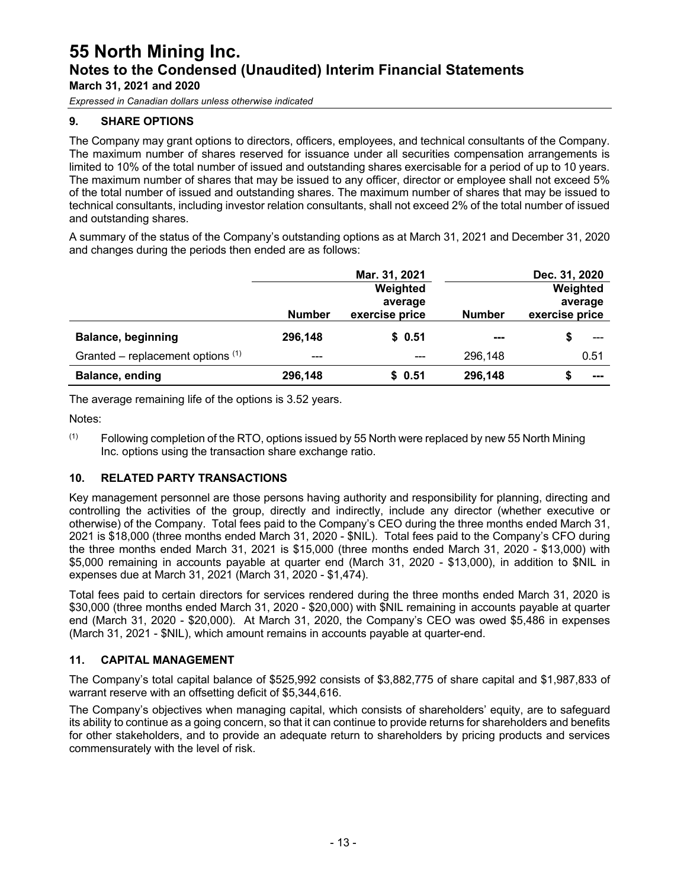# 55 North Mining Inc.
## Notes to the Condensed (Unaudited) Interim Financial Statements
### March 31, 2021 and 2020

*Expressed in Canadian dollars unless otherwise indicated*

### 9. SHARE OPTIONS

The Company may grant options to directors, officers, employees, and technical consultants of the Company. The maximum number of shares reserved for issuance under all securities compensation arrangements is limited to 10% of the total number of issued and outstanding shares exercisable for a period of up to 10 years. The maximum number of shares that may be issued to any officer, director or employee shall not exceed 5% of the total number of issued and outstanding shares. The maximum number of shares that may be issued to technical consultants, including investor relation consultants, shall not exceed 2% of the total number of issued and outstanding shares.

A summary of the status of the Company's outstanding options as at March 31, 2021 and December 31, 2020 and changes during the periods then ended are as follows:

| | Mar. 31, 2021 | | Dec. 31, 2020 | |
|---|---|---|---|---|
| | Number | Weighted average exercise price | Number | Weighted average exercise price |
| **Balance, beginning** | **296,148** | **$ 0.51** | **---** | **$ ---** |
| Granted – replacement options [(1)] | --- | --- | 296,148 | 0.51 |
| **Balance, ending** | **296,148** | **$ 0.51** | **296,148** | **$ ---** |

The average remaining life of the options is 3.52 years.

Notes:

(1) Following completion of the RTO, options issued by 55 North were replaced by new 55 North Mining Inc. options using the transaction share exchange ratio.

### 10. RELATED PARTY TRANSACTIONS

Key management personnel are those persons having authority and responsibility for planning, directing and controlling the activities of the group, directly and indirectly, include any director (whether executive or otherwise) of the Company. Total fees paid to the Company's CEO during the three months ended March 31, 2021 is $18,000 (three months ended March 31, 2020 - $NIL). Total fees paid to the Company's CFO during the three months ended March 31, 2021 is $15,000 (three months ended March 31, 2020 - $13,000) with $5,000 remaining in accounts payable at quarter end (March 31, 2020 - $13,000), in addition to $NIL in expenses due at March 31, 2021 (March 31, 2020 - $1,474).

Total fees paid to certain directors for services rendered during the three months ended March 31, 2020 is $30,000 (three months ended March 31, 2020 - $20,000) with $NIL remaining in accounts payable at quarter end (March 31, 2020 - $20,000). At March 31, 2020, the Company's CEO was owed $5,486 in expenses (March 31, 2021 - $NIL), which amount remains in accounts payable at quarter-end.

### 11. CAPITAL MANAGEMENT

The Company's total capital balance of $525,992 consists of $3,882,775 of share capital and $1,987,833 of warrant reserve with an offsetting deficit of $5,344,616.

The Company's objectives when managing capital, which consists of shareholders' equity, are to safeguard its ability to continue as a going concern, so that it can continue to provide returns for shareholders and benefits for other stakeholders, and to provide an adequate return to shareholders by pricing products and services commensurately with the level of risk.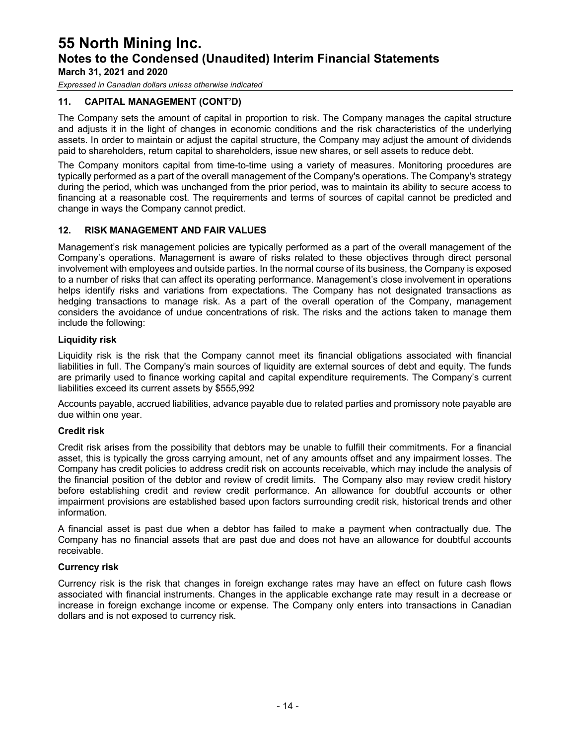## 11. CAPITAL MANAGEMENT (CONT'D)

The Company sets the amount of capital in proportion to risk. The Company manages the capital structure and adjusts it in the light of changes in economic conditions and the risk characteristics of the underlying assets. In order to maintain or adjust the capital structure, the Company may adjust the amount of dividends paid to shareholders, return capital to shareholders, issue new shares, or sell assets to reduce debt.

The Company monitors capital from time-to-time using a variety of measures. Monitoring procedures are typically performed as a part of the overall management of the Company's operations. The Company's strategy during the period, which was unchanged from the prior period, was to maintain its ability to secure access to financing at a reasonable cost. The requirements and terms of sources of capital cannot be predicted and change in ways the Company cannot predict.

## 12. RISK MANAGEMENT AND FAIR VALUES

Management's risk management policies are typically performed as a part of the overall management of the Company's operations. Management is aware of risks related to these objectives through direct personal involvement with employees and outside parties. In the normal course of its business, the Company is exposed to a number of risks that can affect its operating performance. Management's close involvement in operations helps identify risks and variations from expectations. The Company has not designated transactions as hedging transactions to manage risk. As a part of the overall operation of the Company, management considers the avoidance of undue concentrations of risk. The risks and the actions taken to manage them include the following:

### Liquidity risk

Liquidity risk is the risk that the Company cannot meet its financial obligations associated with financial liabilities in full. The Company's main sources of liquidity are external sources of debt and equity. The funds are primarily used to finance working capital and capital expenditure requirements. The Company's current liabilities exceed its current assets by $555,992

Accounts payable, accrued liabilities, advance payable due to related parties and promissory note payable are due within one year.

### Credit risk

Credit risk arises from the possibility that debtors may be unable to fulfill their commitments. For a financial asset, this is typically the gross carrying amount, net of any amounts offset and any impairment losses. The Company has credit policies to address credit risk on accounts receivable, which may include the analysis of the financial position of the debtor and review of credit limits. The Company also may review credit history before establishing credit and review credit performance. An allowance for doubtful accounts or other impairment provisions are established based upon factors surrounding credit risk, historical trends and other information.

A financial asset is past due when a debtor has failed to make a payment when contractually due. The Company has no financial assets that are past due and does not have an allowance for doubtful accounts receivable.

### Currency risk

Currency risk is the risk that changes in foreign exchange rates may have an effect on future cash flows associated with financial instruments. Changes in the applicable exchange rate may result in a decrease or increase in foreign exchange income or expense. The Company only enters into transactions in Canadian dollars and is not exposed to currency risk.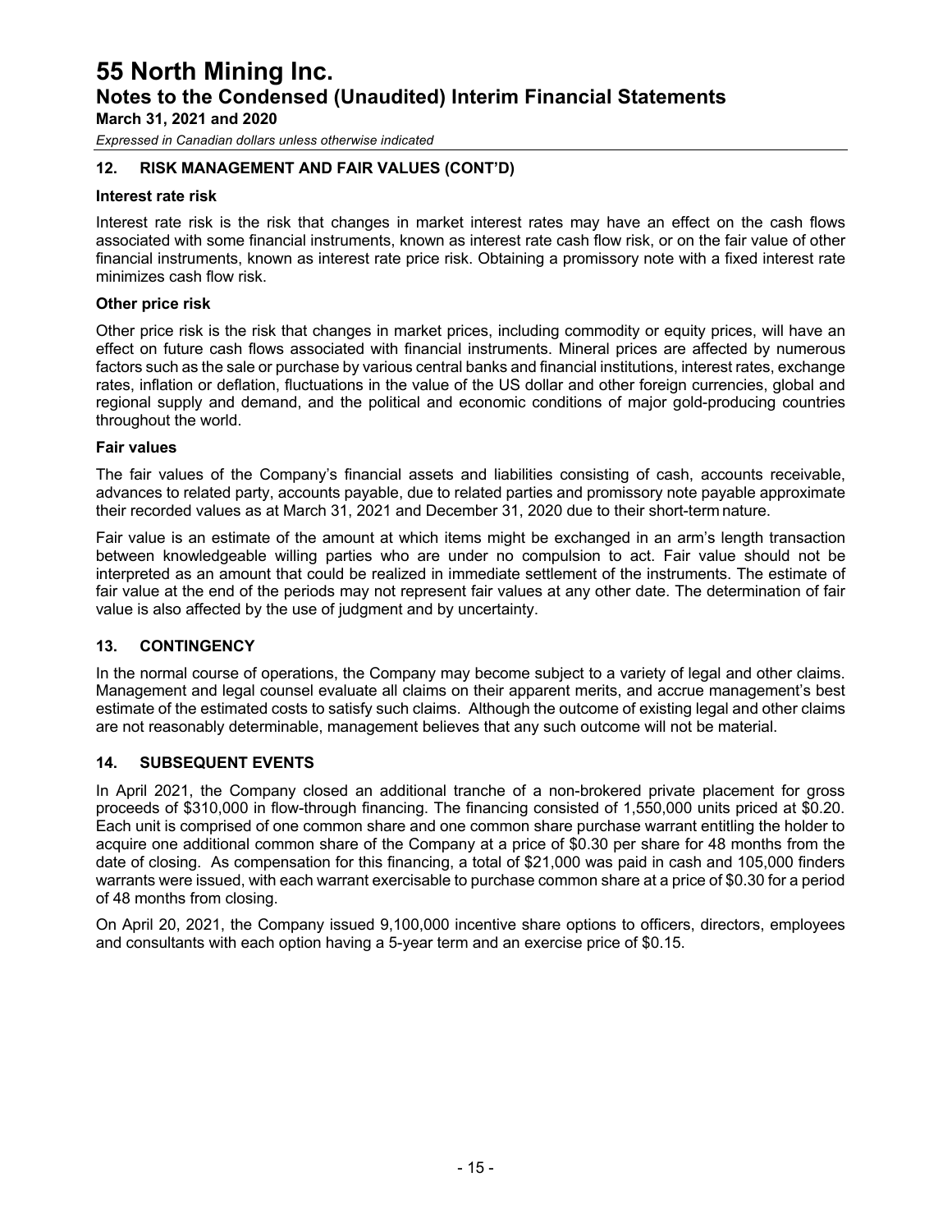## 12. RISK MANAGEMENT AND FAIR VALUES (CONT'D)

### Interest rate risk

Interest rate risk is the risk that changes in market interest rates may have an effect on the cash flows associated with some financial instruments, known as interest rate cash flow risk, or on the fair value of other financial instruments, known as interest rate price risk. Obtaining a promissory note with a fixed interest rate minimizes cash flow risk.

### Other price risk

Other price risk is the risk that changes in market prices, including commodity or equity prices, will have an effect on future cash flows associated with financial instruments. Mineral prices are affected by numerous factors such as the sale or purchase by various central banks and financial institutions, interest rates, exchange rates, inflation or deflation, fluctuations in the value of the US dollar and other foreign currencies, global and regional supply and demand, and the political and economic conditions of major gold-producing countries throughout the world.

### Fair values

The fair values of the Company's financial assets and liabilities consisting of cash, accounts receivable, advances to related party, accounts payable, due to related parties and promissory note payable approximate their recorded values as at March 31, 2021 and December 31, 2020 due to their short-term nature.

Fair value is an estimate of the amount at which items might be exchanged in an arm's length transaction between knowledgeable willing parties who are under no compulsion to act. Fair value should not be interpreted as an amount that could be realized in immediate settlement of the instruments. The estimate of fair value at the end of the periods may not represent fair values at any other date. The determination of fair value is also affected by the use of judgment and by uncertainty.

## 13. CONTINGENCY

In the normal course of operations, the Company may become subject to a variety of legal and other claims. Management and legal counsel evaluate all claims on their apparent merits, and accrue management's best estimate of the estimated costs to satisfy such claims. Although the outcome of existing legal and other claims are not reasonably determinable, management believes that any such outcome will not be material.

## 14. SUBSEQUENT EVENTS

In April 2021, the Company closed an additional tranche of a non-brokered private placement for gross proceeds of $310,000 in flow-through financing. The financing consisted of 1,550,000 units priced at $0.20. Each unit is comprised of one common share and one common share purchase warrant entitling the holder to acquire one additional common share of the Company at a price of $0.30 per share for 48 months from the date of closing. As compensation for this financing, a total of $21,000 was paid in cash and 105,000 finders warrants were issued, with each warrant exercisable to purchase common share at a price of $0.30 for a period of 48 months from closing.

On April 20, 2021, the Company issued 9,100,000 incentive share options to officers, directors, employees and consultants with each option having a 5-year term and an exercise price of $0.15.